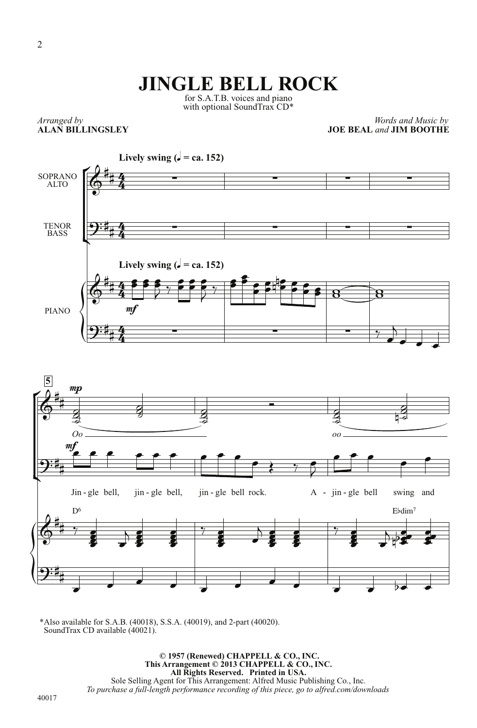# JINGLE BELL ROCK

for S.A.T.B. voices and piano
with optional SoundTrax CD*

*Arranged by*
**ALAN BILLINGSLEY**

*Words and Music by*
**JOE BEAL** *and* **JIM BOOTHE**

**Lively swing** (♩ = ca. 152)

SOPRANO ALTO

TENOR BASS

PIANO

*mf*

5

*mp*

*Oo*

*oo*

*mf*

Jin - gle bell, jin - gle bell, jin - gle bell rock. A - jin - gle bell swing and

D6

E♭dim7

*Also available for S.A.B. (40018), S.S.A. (40019), and 2-part (40020).
SoundTrax CD available (40021).

**© 1957 (Renewed) CHAPPELL & CO., INC.**
**This Arrangement © 2013 CHAPPELL & CO., INC.**
**All Rights Reserved. Printed in USA.**
Sole Selling Agent for This Arrangement: Alfred Music Publishing Co., Inc.
*To purchase a full-length performance recording of this piece, go to alfred.com/downloads*

40017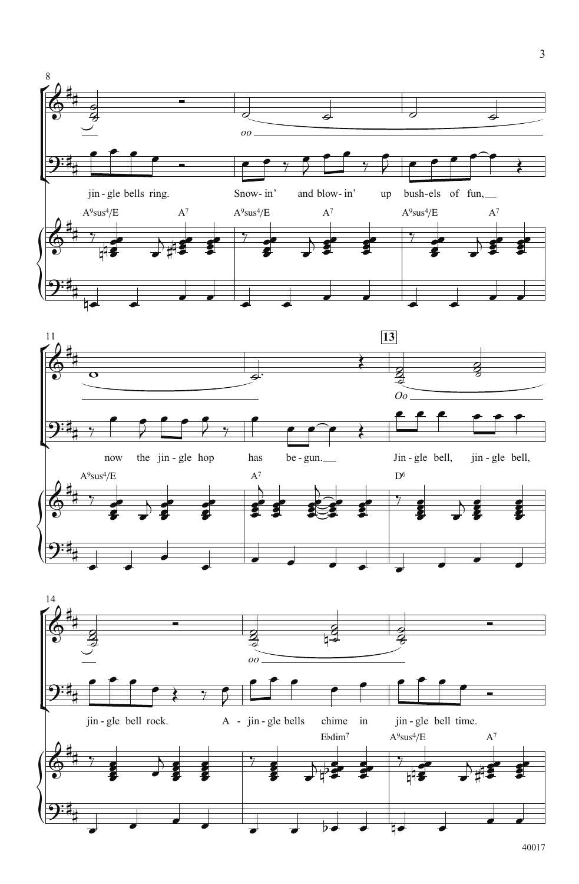8

oo

jin - gle bells ring. Snow - in' and blow - in' up bush - els of fun,

A9sus4/E A7 A9sus4/E A7 A9sus4/E A7

11

13

Oo

now the jin - gle hop has be - gun. Jin - gle bell, jin - gle bell,

A9sus4/E A7 D6

14

oo

jin - gle bell rock. A - jin - gle bells chime in jin - gle bell time.

E♭dim7 A9sus4/E A7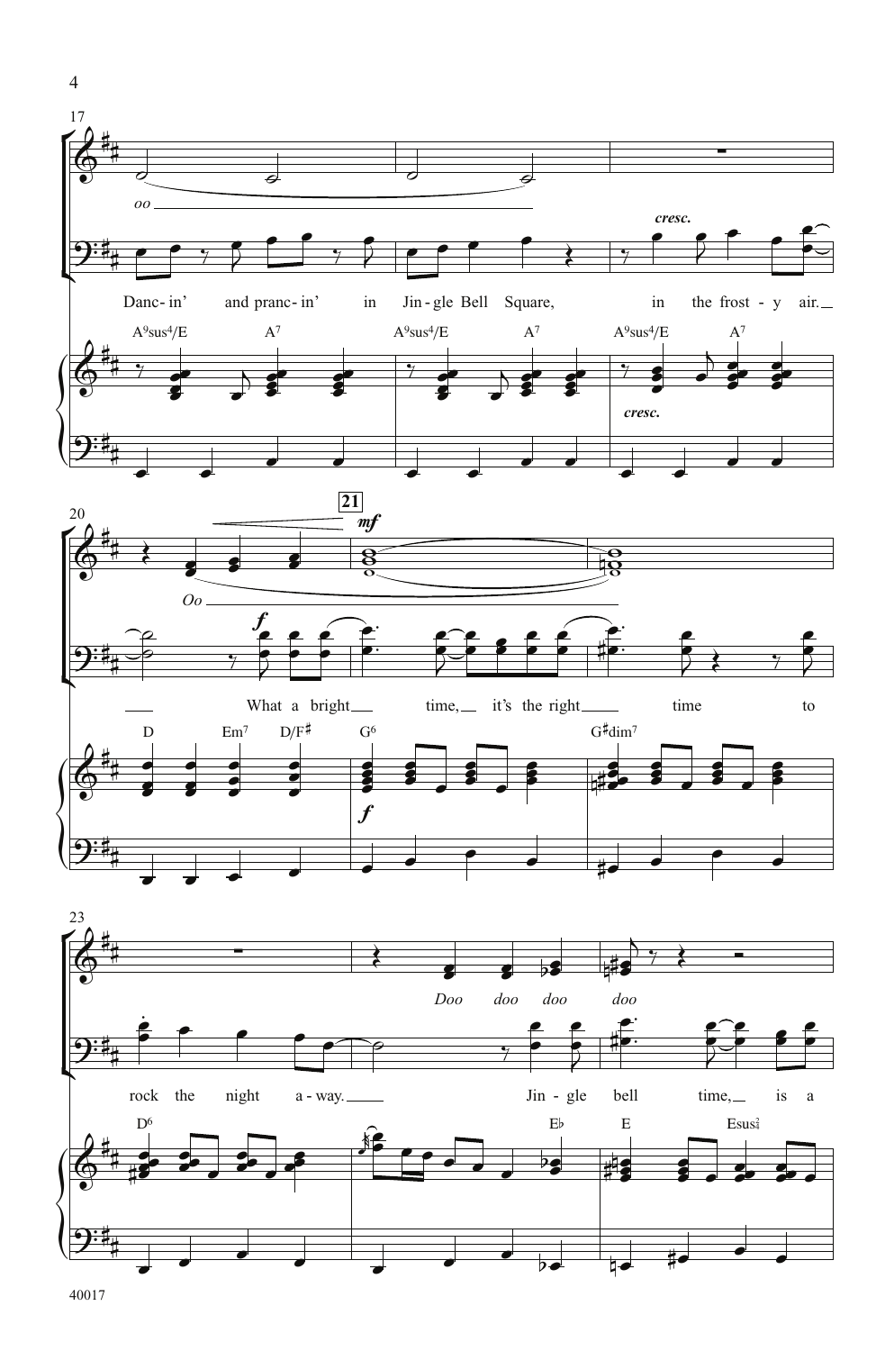oo

Danc-in' and pranc-in' in Jin-gle Bell Square, in the frost-y air.

cresc.

A$^9$sus$^4$/E A$^7$ A$^9$sus$^4$/E A$^7$ A$^9$sus$^4$/E A$^7$

21

*mf*

*Oo*

*f*

What a bright time, it's the right time to

D Em$^7$ D/F$^\sharp$ G$^6$ G$^\sharp$dim$^7$

*Doo doo doo doo*

rock the night a-way. Jin-gle bell time, is a

D$^6$ E♭ E Esus$^2_4$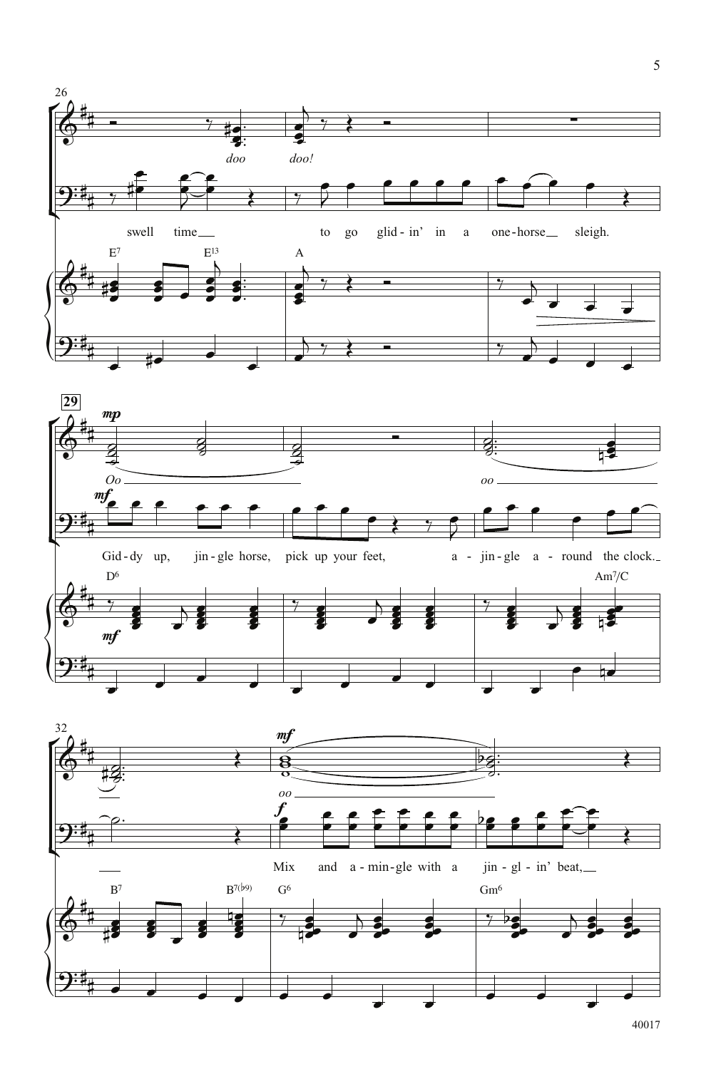26

doo doo!

swell time to go glid - in' in a one - horse sleigh.

E7 E13 A

29

Oo oo

Gid - dy up, jin - gle horse, pick up your feet, a - jin - gle a - round the clock.

D6 Am7/C

32

oo

Mix and a - min - gle with a jin - gl - in' beat,

B7 B7(♭9) G6 Gm6

40017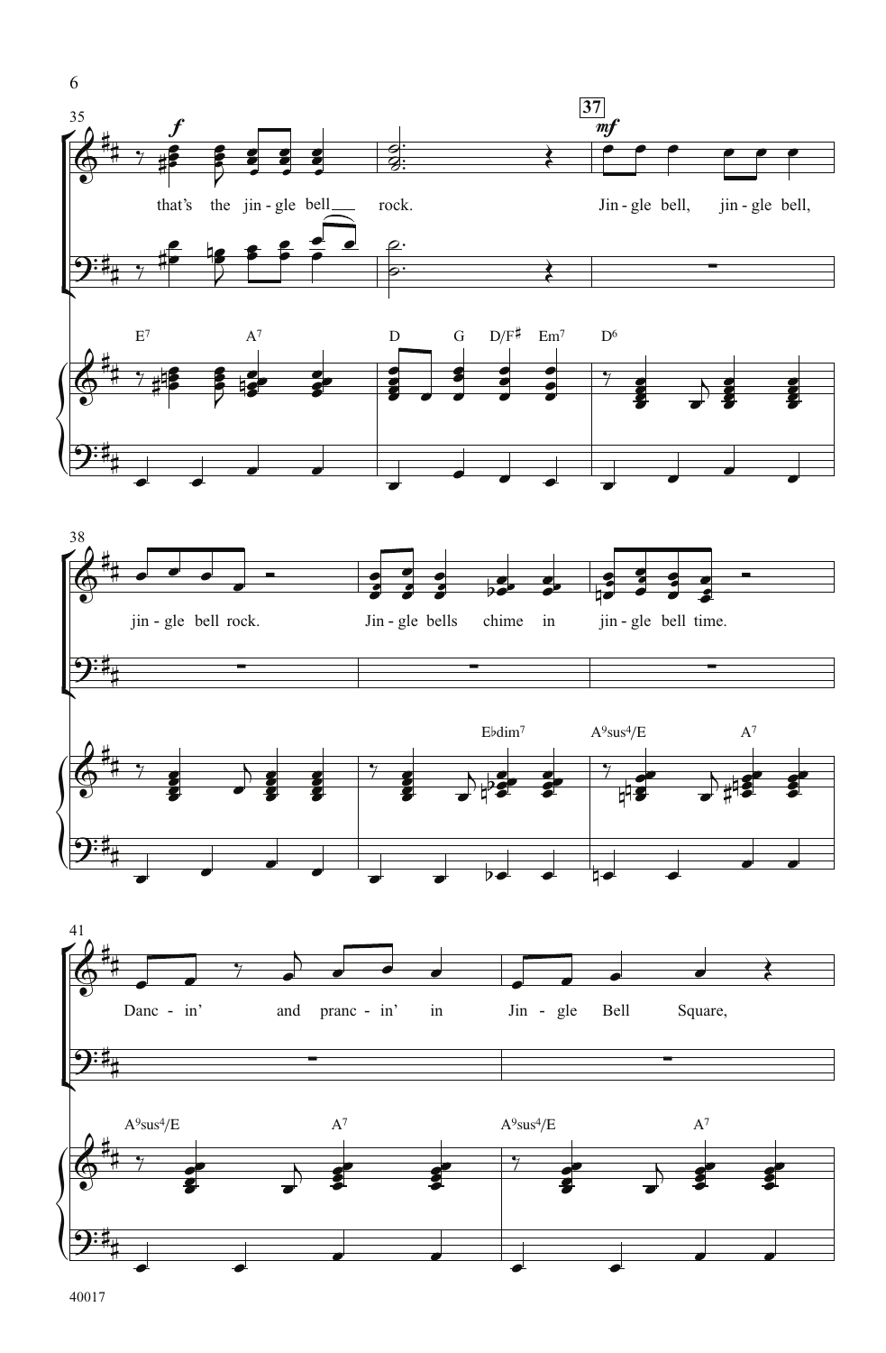35

*f*

that's the jin - gle bell rock.

**37** *mf*

Jin - gle bell, jin - gle bell,

E7 A7 D G D/F♯ Em7 D6

38

jin - gle bell rock. Jin - gle bells chime in jin - gle bell time.

E♭dim7 A9sus4/E A7

41

Danc - in' and pranc - in' in Jin - gle Bell Square,

A9sus4/E A7 A9sus4/E A7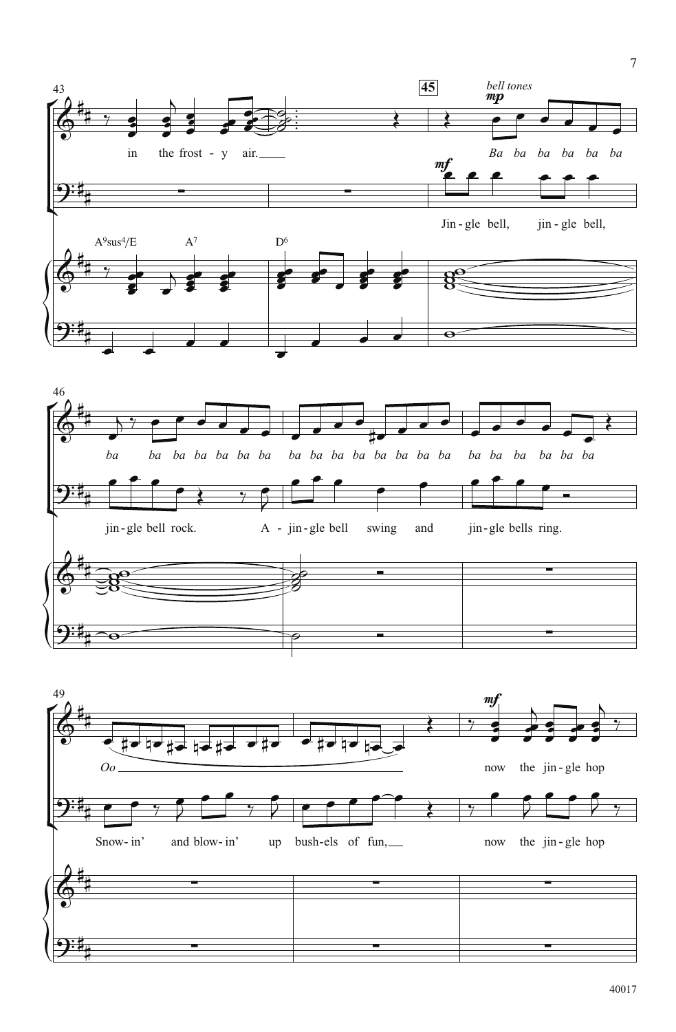43

in the frost - y air.

45

*bell tones*
*mp*
*Ba ba ba ba ba ba*

*mf*
Jin - gle bell, jin - gle bell,

A9sus4/E A7 D6

46

*ba ba ba ba ba ba ba ba ba ba ba ba ba ba ba ba ba ba ba ba ba ba ba*

jin - gle bell rock. A - jin - gle bell swing and jin - gle bells ring.

49

*Oo*

*mf*
now the jin - gle hop

Snow - in' and blow - in' up bush - els of fun, now the jin - gle hop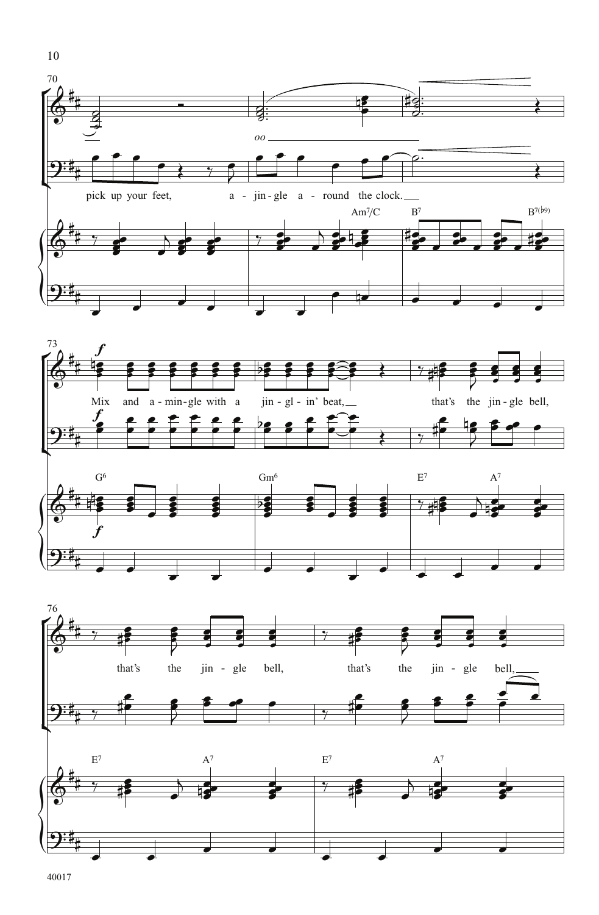pick up your feet, a - jin - gle a - round the clock.

*oo*

Am7/C B7 B7(♭9)

Mix and a - min - gle with a jin - gl - in' beat, that's the jin - gle bell,

G6 Gm6 E7 A7

that's the jin - gle bell, that's the jin - gle bell,

E7 A7 E7 A7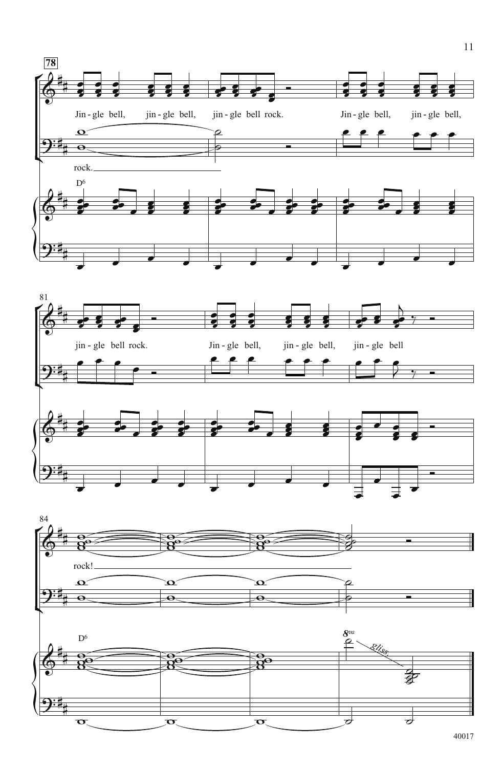78

Jin - gle bell, jin - gle bell, jin - gle bell rock. Jin - gle bell, jin - gle bell,

rock.

D6

81

jin - gle bell rock. Jin - gle bell, jin - gle bell, jin - gle bell

84

rock!

D6

8va

gliss.